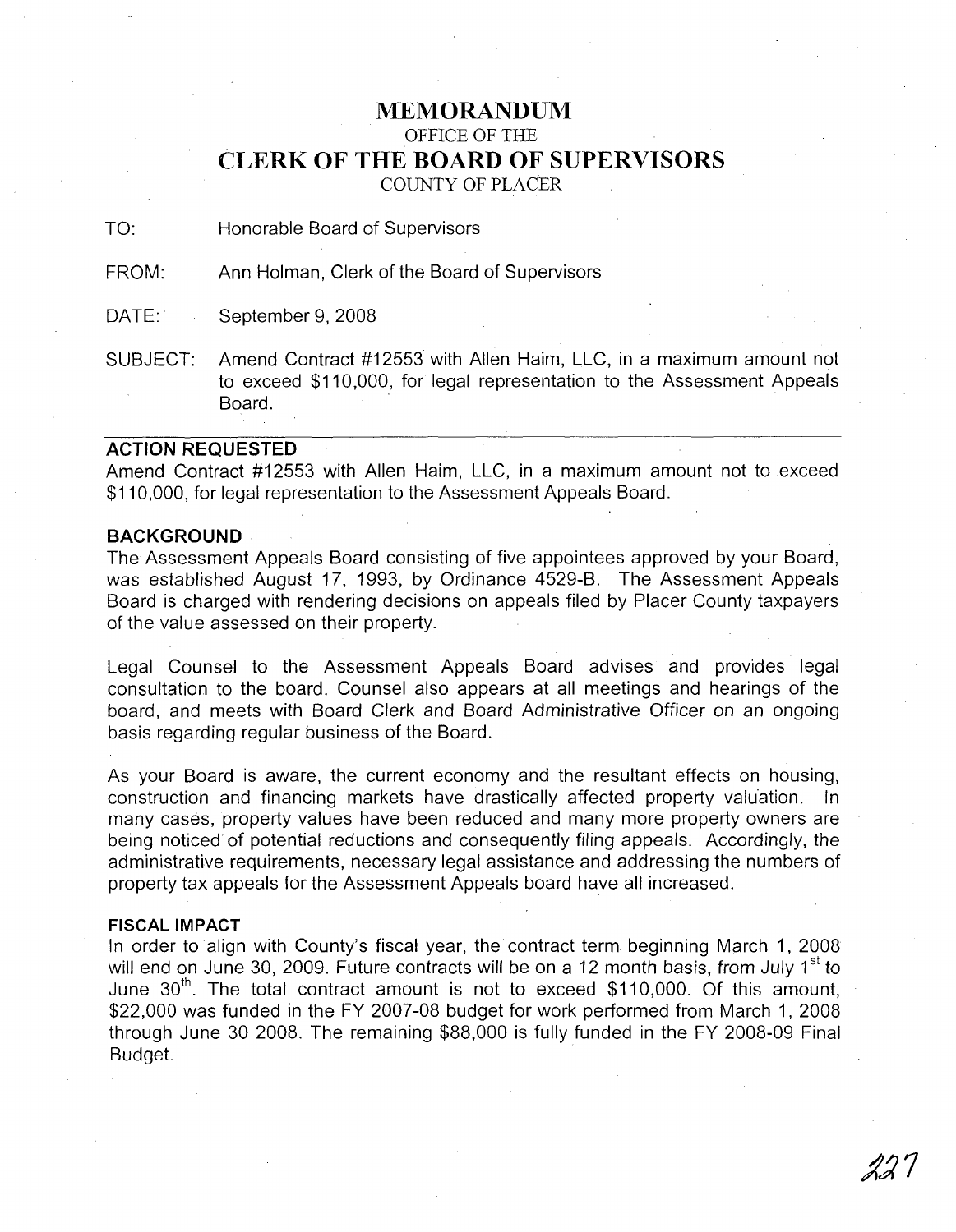# MEMORANDUM

OFFICE OF THE

## CLERK OF THE BOARD OF SUPERVISORS

COUNTY OF PLACER

TO: Honorable Board of Supervisors

FROM: Ann Holman, Clerk of the Board of Supervisors

DATE: September 9, 2008

SUBJECT: Amend Contract #12553 with Allen Haim, LLC, in a maximum amount not to exceed $110,000, for legal representation to the Assessment Appeals Board.

---

### ACTION REQUESTED

Amend Contract #12553 with Allen Haim, LLC, in a maximum amount not to exceed $110,000, for legal representation to the Assessment Appeals Board.

### BACKGROUND

The Assessment Appeals Board consisting of five appointees approved by your Board, was established August 17, 1993, by Ordinance 4529-B. The Assessment Appeals Board is charged with rendering decisions on appeals filed by Placer County taxpayers of the value assessed on their property.

Legal Counsel to the Assessment Appeals Board advises and provides legal consultation to the board. Counsel also appears at all meetings and hearings of the board, and meets with Board Clerk and Board Administrative Officer on an ongoing basis regarding regular business of the Board.

As your Board is aware, the current economy and the resultant effects on housing, construction and financing markets have drastically affected property valuation. In many cases, property values have been reduced and many more property owners are being noticed of potential reductions and consequently filing appeals. Accordingly, the administrative requirements, necessary legal assistance and addressing the numbers of property tax appeals for the Assessment Appeals board have all increased.

#### FISCAL IMPACT

In order to align with County's fiscal year, the contract term beginning March 1, 2008 will end on June 30, 2009. Future contracts will be on a 12 month basis, from July 1st to June 30th. The total contract amount is not to exceed $110,000. Of this amount, $22,000 was funded in the FY 2007-08 budget for work performed from March 1, 2008 through June 30 2008. The remaining $88,000 is fully funded in the FY 2008-09 Final Budget.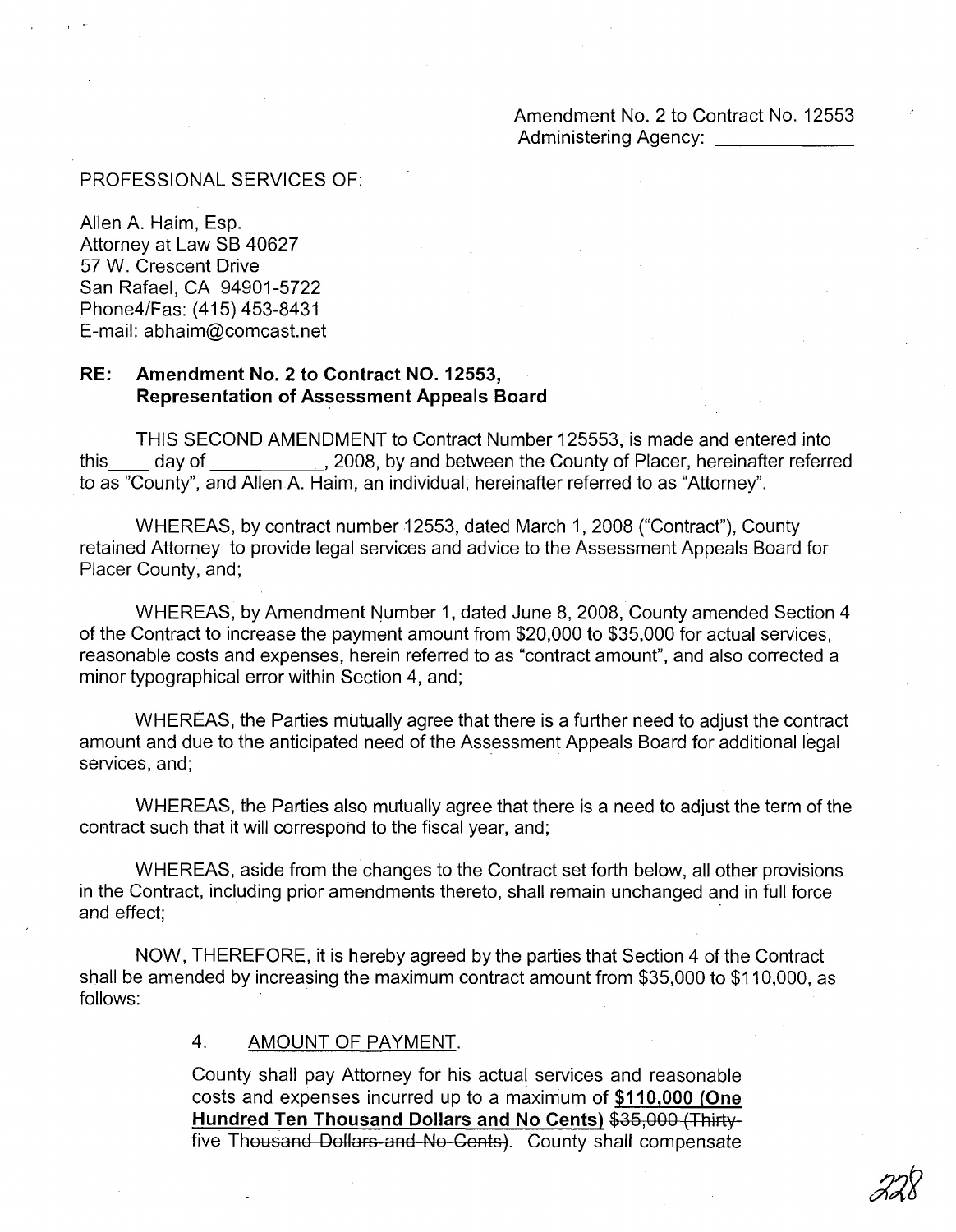Amendment No. 2 to Contract No. 12553
Administering Agency: _____________

PROFESSIONAL SERVICES OF:

Allen A. Haim, Esp.
Attorney at Law SB 40627
57 W. Crescent Drive
San Rafael, CA 94901-5722
Phone4/Fas: (415) 453-8431
E-mail: abhaim@comcast.net

**RE: Amendment No. 2 to Contract NO. 12553, Representation of Assessment Appeals Board**

THIS SECOND AMENDMENT to Contract Number 125553, is made and entered into this____ day of __________, 2008, by and between the County of Placer, hereinafter referred to as "County", and Allen A. Haim, an individual, hereinafter referred to as "Attorney".

WHEREAS, by contract number 12553, dated March 1, 2008 ("Contract"), County retained Attorney to provide legal services and advice to the Assessment Appeals Board for Placer County, and;

WHEREAS, by Amendment Number 1, dated June 8, 2008, County amended Section 4 of the Contract to increase the payment amount from $20,000 to $35,000 for actual services, reasonable costs and expenses, herein referred to as "contract amount", and also corrected a minor typographical error within Section 4, and;

WHEREAS, the Parties mutually agree that there is a further need to adjust the contract amount and due to the anticipated need of the Assessment Appeals Board for additional legal services, and;

WHEREAS, the Parties also mutually agree that there is a need to adjust the term of the contract such that it will correspond to the fiscal year, and;

WHEREAS, aside from the changes to the Contract set forth below, all other provisions in the Contract, including prior amendments thereto, shall remain unchanged and in full force and effect;

NOW, THEREFORE, it is hereby agreed by the parties that Section 4 of the Contract shall be amended by increasing the maximum contract amount from $35,000 to $110,000, as follows:

4. <u>AMOUNT OF PAYMENT</u>.

County shall pay Attorney for his actual services and reasonable costs and expenses incurred up to a maximum of **<u>$110,000 (One Hundred Ten Thousand Dollars and No Cents)</u>** ~~$35,000 (Thirty-five Thousand Dollars and No Cents)~~. County shall compensate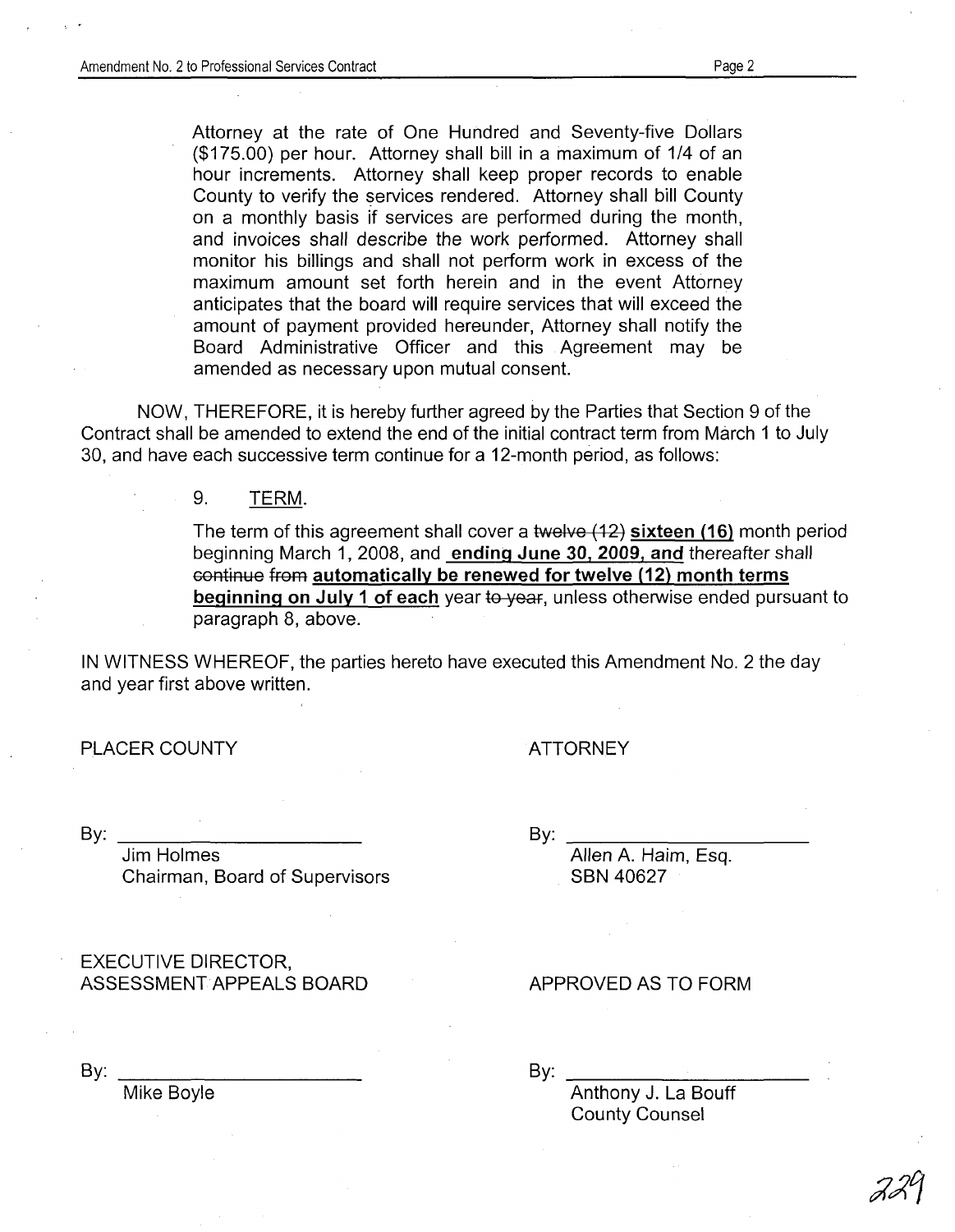Attorney at the rate of One Hundred and Seventy-five Dollars ($175.00) per hour. Attorney shall bill in a maximum of 1/4 of an hour increments. Attorney shall keep proper records to enable County to verify the services rendered. Attorney shall bill County on a monthly basis if services are performed during the month, and invoices shall describe the work performed. Attorney shall monitor his billings and shall not perform work in excess of the maximum amount set forth herein and in the event Attorney anticipates that the board will require services that will exceed the amount of payment provided hereunder, Attorney shall notify the Board Administrative Officer and this Agreement may be amended as necessary upon mutual consent.

NOW, THEREFORE, it is hereby further agreed by the Parties that Section 9 of the Contract shall be amended to extend the end of the initial contract term from March 1 to July 30, and have each successive term continue for a 12-month period, as follows:

9. TERM.

The term of this agreement shall cover a ~~twelve (12)~~ **sixteen (16)** month period beginning March 1, 2008, and **ending June 30, 2009, and** thereafter shall ~~continue from~~ **automatically be renewed for twelve (12) month terms beginning on July 1 of each** year ~~to year~~, unless otherwise ended pursuant to paragraph 8, above.

IN WITNESS WHEREOF, the parties hereto have executed this Amendment No. 2 the day and year first above written.

PLACER COUNTY

By: \_\_\_\_\_\_\_\_\_\_\_\_\_\_\_\_\_\_\_\_\_\_\_\_
Jim Holmes
Chairman, Board of Supervisors

ATTORNEY

By: \_\_\_\_\_\_\_\_\_\_\_\_\_\_\_\_\_\_\_\_\_\_\_\_
Allen A. Haim, Esq.
SBN 40627

EXECUTIVE DIRECTOR,
ASSESSMENT APPEALS BOARD

By: \_\_\_\_\_\_\_\_\_\_\_\_\_\_\_\_\_\_\_\_\_\_\_\_
Mike Boyle

APPROVED AS TO FORM

By: \_\_\_\_\_\_\_\_\_\_\_\_\_\_\_\_\_\_\_\_\_\_\_\_
Anthony J. La Bouff
County Counsel